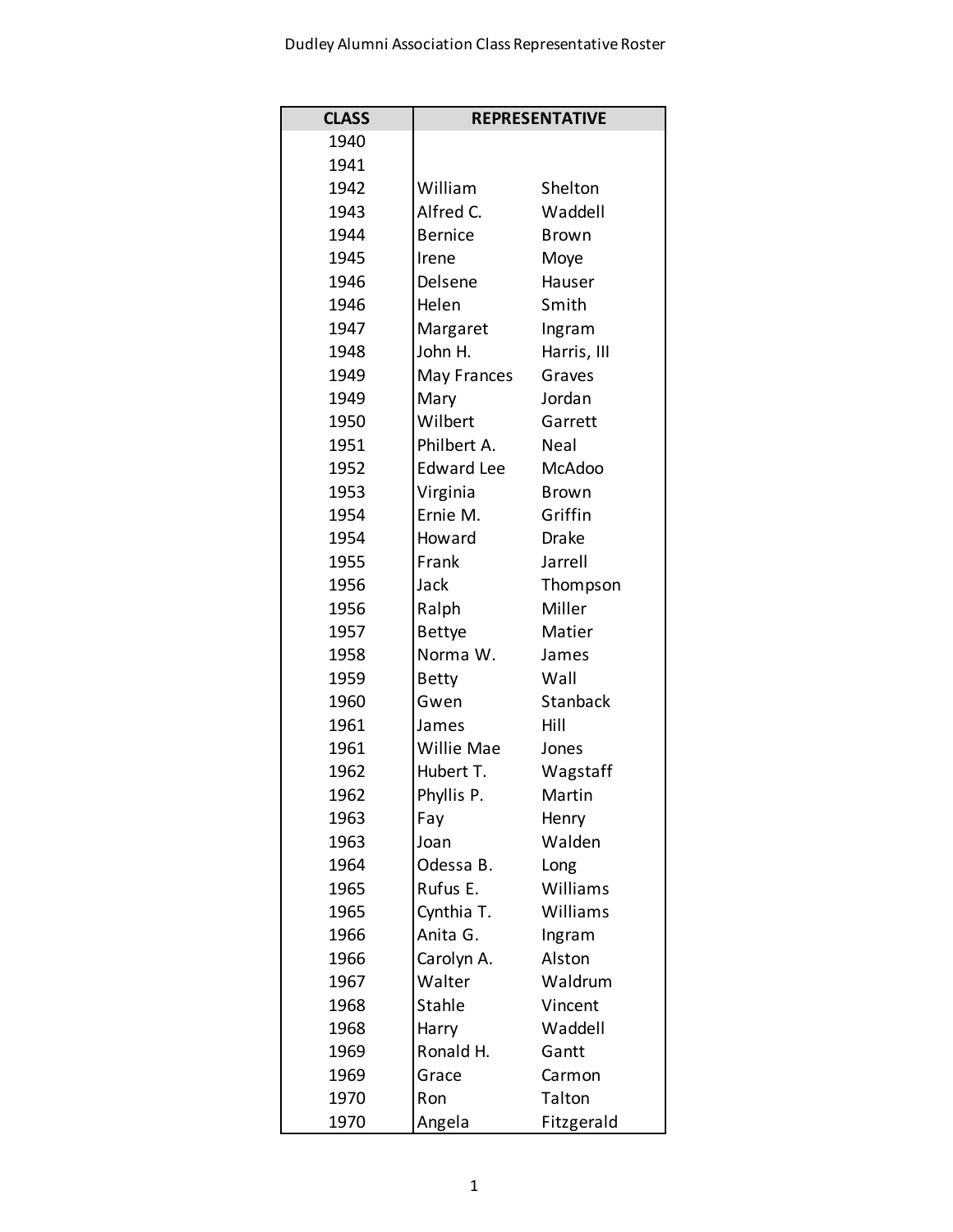Dudley Alumni Association Class Representative Roster

| CLASS | REPRESENTATIVE | |
|---|---|---|
| 1940 | | |
| 1941 | | |
| 1942 | William | Shelton |
| 1943 | Alfred C. | Waddell |
| 1944 | Bernice | Brown |
| 1945 | Irene | Moye |
| 1946 | Delsene | Hauser |
| 1946 | Helen | Smith |
| 1947 | Margaret | Ingram |
| 1948 | John H. | Harris, III |
| 1949 | May Frances | Graves |
| 1949 | Mary | Jordan |
| 1950 | Wilbert | Garrett |
| 1951 | Philbert A. | Neal |
| 1952 | Edward Lee | McAdoo |
| 1953 | Virginia | Brown |
| 1954 | Ernie M. | Griffin |
| 1954 | Howard | Drake |
| 1955 | Frank | Jarrell |
| 1956 | Jack | Thompson |
| 1956 | Ralph | Miller |
| 1957 | Bettye | Matier |
| 1958 | Norma W. | James |
| 1959 | Betty | Wall |
| 1960 | Gwen | Stanback |
| 1961 | James | Hill |
| 1961 | Willie Mae | Jones |
| 1962 | Hubert T. | Wagstaff |
| 1962 | Phyllis P. | Martin |
| 1963 | Fay | Henry |
| 1963 | Joan | Walden |
| 1964 | Odessa B. | Long |
| 1965 | Rufus E. | Williams |
| 1965 | Cynthia T. | Williams |
| 1966 | Anita G. | Ingram |
| 1966 | Carolyn A. | Alston |
| 1967 | Walter | Waldrum |
| 1968 | Stahle | Vincent |
| 1968 | Harry | Waddell |
| 1969 | Ronald H. | Gantt |
| 1969 | Grace | Carmon |
| 1970 | Ron | Talton |
| 1970 | Angela | Fitzgerald |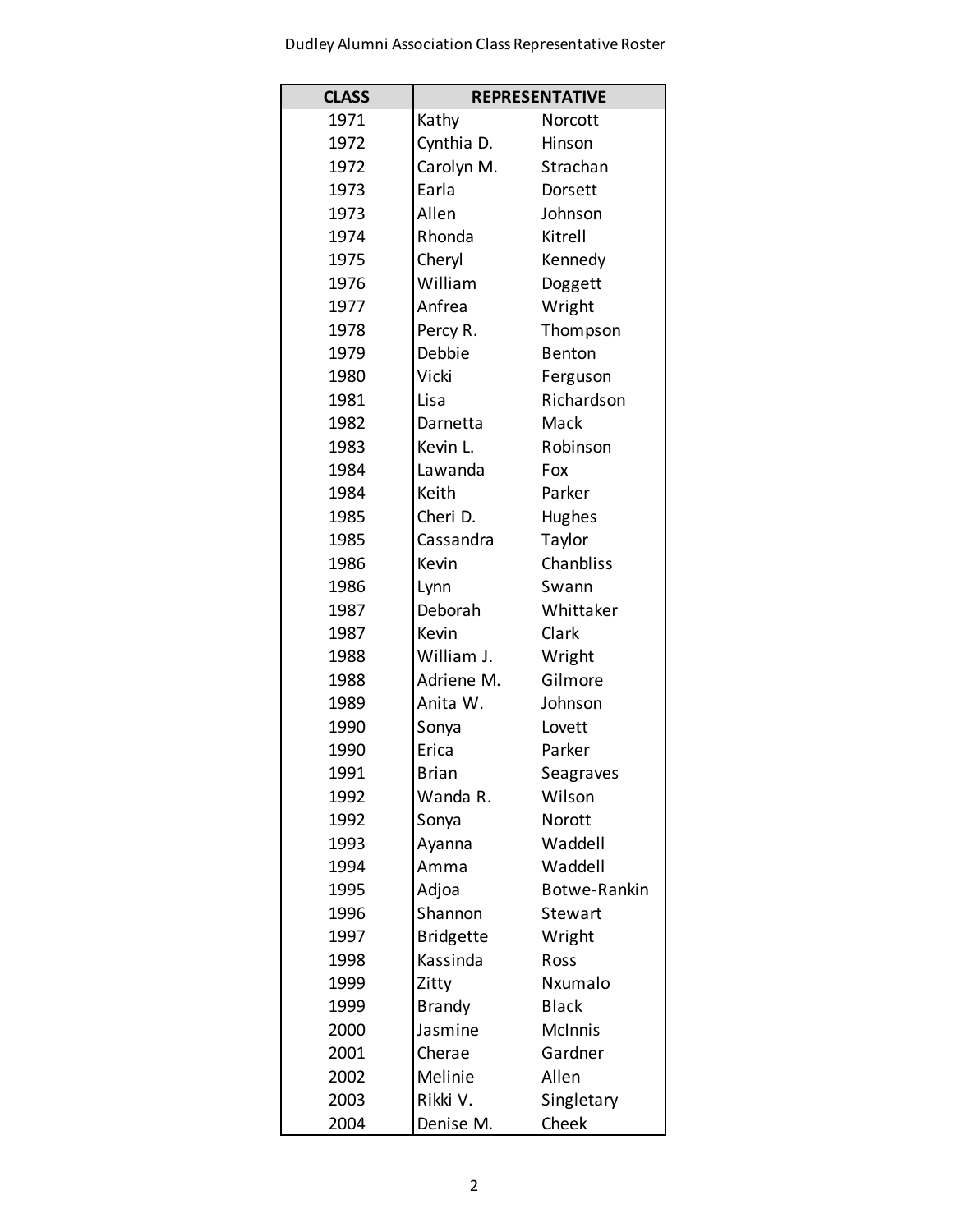Dudley Alumni Association Class Representative Roster

| CLASS | REPRESENTATIVE | |
|---|---|---|
| 1971 | Kathy | Norcott |
| 1972 | Cynthia D. | Hinson |
| 1972 | Carolyn M. | Strachan |
| 1973 | Earla | Dorsett |
| 1973 | Allen | Johnson |
| 1974 | Rhonda | Kitrell |
| 1975 | Cheryl | Kennedy |
| 1976 | William | Doggett |
| 1977 | Anfrea | Wright |
| 1978 | Percy R. | Thompson |
| 1979 | Debbie | Benton |
| 1980 | Vicki | Ferguson |
| 1981 | Lisa | Richardson |
| 1982 | Darnetta | Mack |
| 1983 | Kevin L. | Robinson |
| 1984 | Lawanda | Fox |
| 1984 | Keith | Parker |
| 1985 | Cheri D. | Hughes |
| 1985 | Cassandra | Taylor |
| 1986 | Kevin | Chanbliss |
| 1986 | Lynn | Swann |
| 1987 | Deborah | Whittaker |
| 1987 | Kevin | Clark |
| 1988 | William J. | Wright |
| 1988 | Adriene M. | Gilmore |
| 1989 | Anita W. | Johnson |
| 1990 | Sonya | Lovett |
| 1990 | Erica | Parker |
| 1991 | Brian | Seagraves |
| 1992 | Wanda R. | Wilson |
| 1992 | Sonya | Norott |
| 1993 | Ayanna | Waddell |
| 1994 | Amma | Waddell |
| 1995 | Adjoa | Botwe-Rankin |
| 1996 | Shannon | Stewart |
| 1997 | Bridgette | Wright |
| 1998 | Kassinda | Ross |
| 1999 | Zitty | Nxumalo |
| 1999 | Brandy | Black |
| 2000 | Jasmine | McInnis |
| 2001 | Cherae | Gardner |
| 2002 | Melinie | Allen |
| 2003 | Rikki V. | Singletary |
| 2004 | Denise M. | Cheek |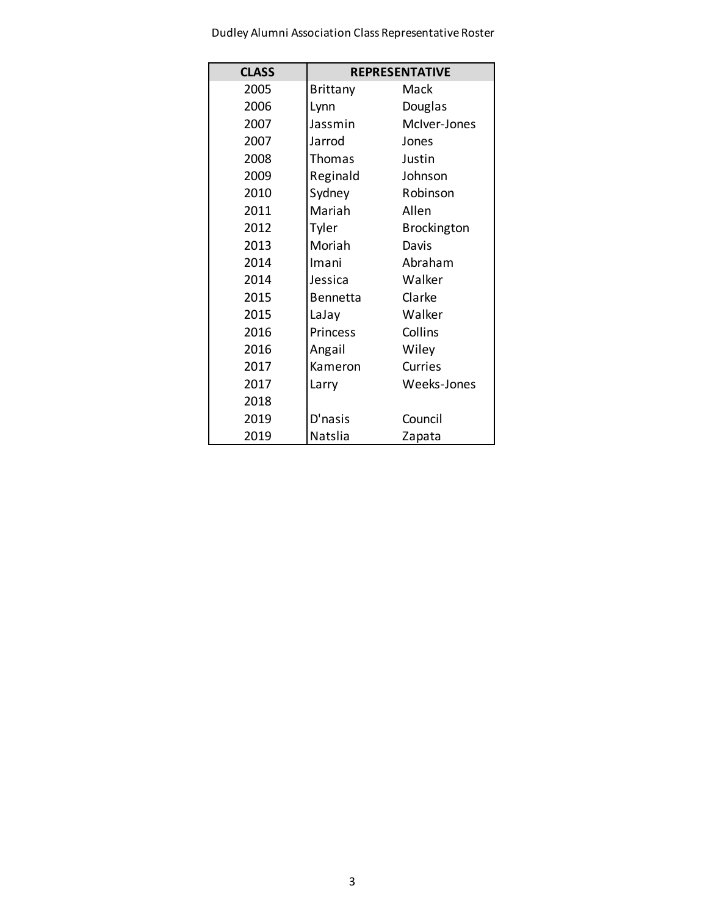| CLASS | REPRESENTATIVE | |
|---|---|---|
| 2005 | Brittany | Mack |
| 2006 | Lynn | Douglas |
| 2007 | Jassmin | McIver-Jones |
| 2007 | Jarrod | Jones |
| 2008 | Thomas | Justin |
| 2009 | Reginald | Johnson |
| 2010 | Sydney | Robinson |
| 2011 | Mariah | Allen |
| 2012 | Tyler | Brockington |
| 2013 | Moriah | Davis |
| 2014 | Imani | Abraham |
| 2014 | Jessica | Walker |
| 2015 | Bennetta | Clarke |
| 2015 | LaJay | Walker |
| 2016 | Princess | Collins |
| 2016 | Angail | Wiley |
| 2017 | Kameron | Curries |
| 2017 | Larry | Weeks-Jones |
| 2018 | | |
| 2019 | D'nasis | Council |
| 2019 | Natslia | Zapata |